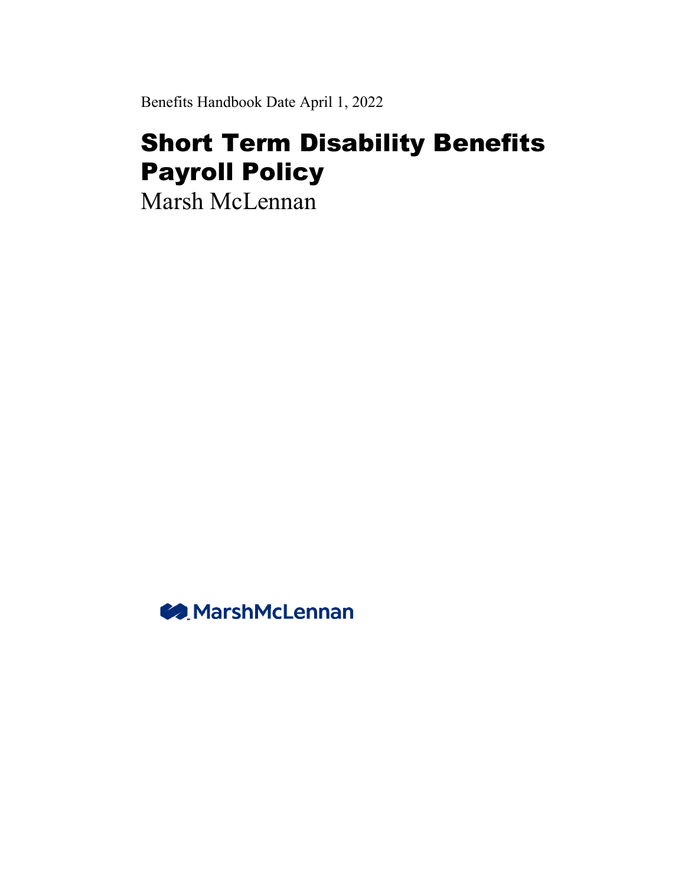Benefits Handbook Date April 1, 2022

# Short Term Disability Benefits Payroll Policy

Marsh McLennan

MarshMcLennan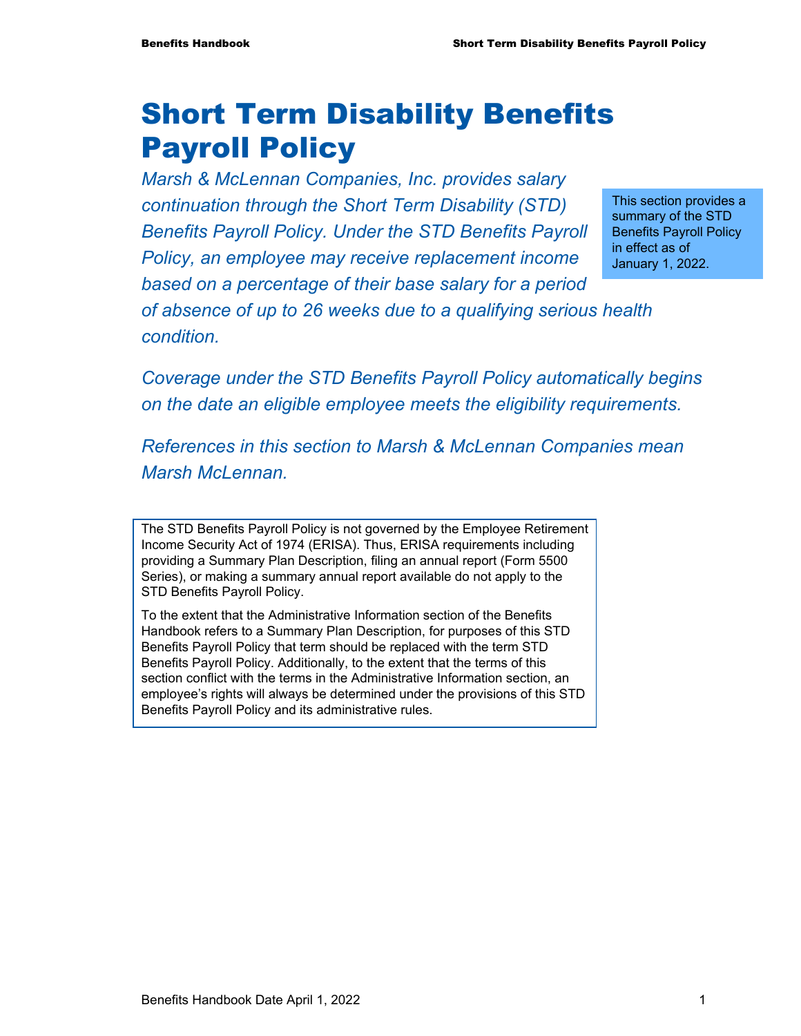# Short Term Disability Benefits Payroll Policy

*Marsh & McLennan Companies, Inc. provides salary continuation through the Short Term Disability (STD) Benefits Payroll Policy. Under the STD Benefits Payroll Policy, an employee may receive replacement income based on a percentage of their base salary for a period of absence of up to 26 weeks due to a qualifying serious health condition.*

This section provides a summary of the STD Benefits Payroll Policy in effect as of January 1, 2022.

*Coverage under the STD Benefits Payroll Policy automatically begins on the date an eligible employee meets the eligibility requirements.*

*References in this section to Marsh & McLennan Companies mean Marsh McLennan.*

The STD Benefits Payroll Policy is not governed by the Employee Retirement Income Security Act of 1974 (ERISA). Thus, ERISA requirements including providing a Summary Plan Description, filing an annual report (Form 5500 Series), or making a summary annual report available do not apply to the STD Benefits Payroll Policy.

To the extent that the Administrative Information section of the Benefits Handbook refers to a Summary Plan Description, for purposes of this STD Benefits Payroll Policy that term should be replaced with the term STD Benefits Payroll Policy. Additionally, to the extent that the terms of this section conflict with the terms in the Administrative Information section, an employee's rights will always be determined under the provisions of this STD Benefits Payroll Policy and its administrative rules.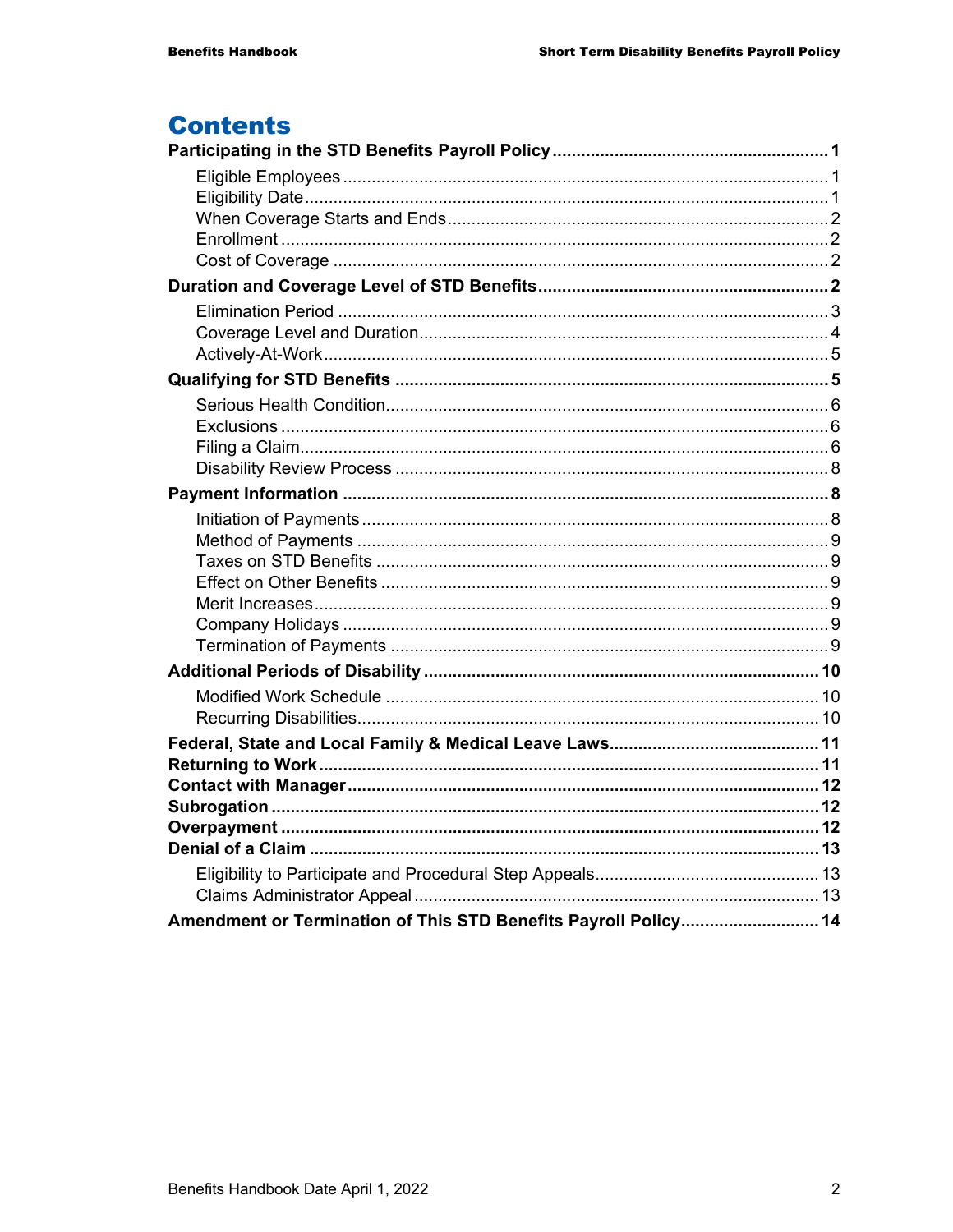# Contents

**Participating in the STD Benefits Payroll Policy ........................................................ 1**

- Eligible Employees ..................................................................................................... 1
- Eligibility Date ............................................................................................................. 1
- When Coverage Starts and Ends ................................................................................ 2
- Enrollment ................................................................................................................... 2
- Cost of Coverage ........................................................................................................ 2

**Duration and Coverage Level of STD Benefits ........................................................... 2**

- Elimination Period ....................................................................................................... 3
- Coverage Level and Duration ...................................................................................... 4
- Actively-At-Work .......................................................................................................... 5

**Qualifying for STD Benefits ........................................................................................ 5**

- Serious Health Condition ............................................................................................. 6
- Exclusions ................................................................................................................... 6
- Filing a Claim ............................................................................................................... 6
- Disability Review Process ............................................................................................ 8

**Payment Information .................................................................................................... 8**

- Initiation of Payments .................................................................................................. 8
- Method of Payments .................................................................................................... 9
- Taxes on STD Benefits ................................................................................................ 9
- Effect on Other Benefits ............................................................................................... 9
- Merit Increases ............................................................................................................ 9
- Company Holidays ....................................................................................................... 9
- Termination of Payments ............................................................................................ 9

**Additional Periods of Disability .................................................................................. 10**

- Modified Work Schedule ............................................................................................ 10
- Recurring Disabilities .................................................................................................. 10

**Federal, State and Local Family & Medical Leave Laws ........................................... 11**

**Returning to Work ........................................................................................................ 11**

**Contact with Manager .................................................................................................. 12**

**Subrogation .................................................................................................................. 12**

**Overpayment ................................................................................................................ 12**

**Denial of a Claim .......................................................................................................... 13**

- Eligibility to Participate and Procedural Step Appeals ............................................... 13
- Claims Administrator Appeal ...................................................................................... 13

**Amendment or Termination of This STD Benefits Payroll Policy ............................. 14**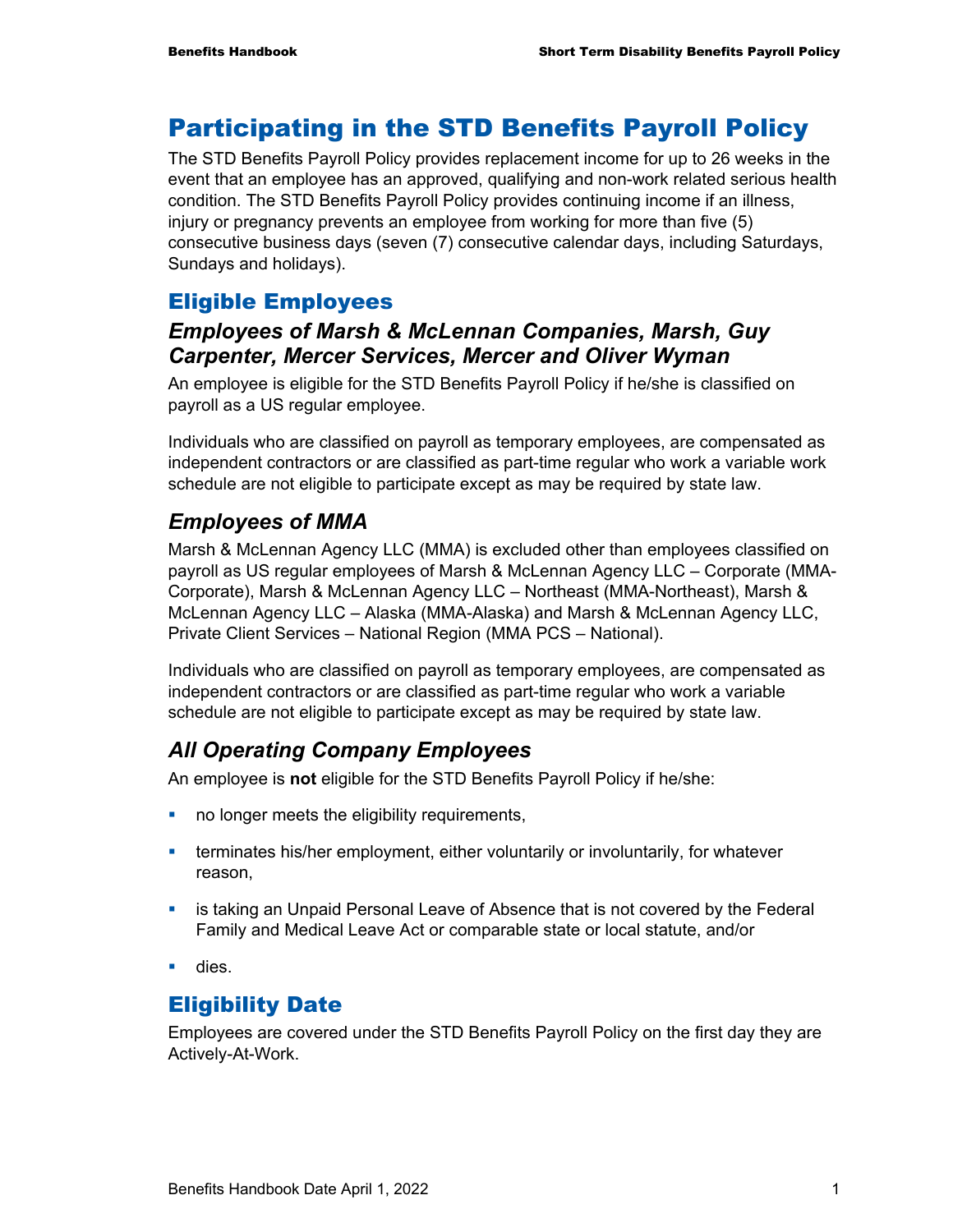# Participating in the STD Benefits Payroll Policy

The STD Benefits Payroll Policy provides replacement income for up to 26 weeks in the event that an employee has an approved, qualifying and non-work related serious health condition. The STD Benefits Payroll Policy provides continuing income if an illness, injury or pregnancy prevents an employee from working for more than five (5) consecutive business days (seven (7) consecutive calendar days, including Saturdays, Sundays and holidays).

## Eligible Employees

### *Employees of Marsh & McLennan Companies, Marsh, Guy Carpenter, Mercer Services, Mercer and Oliver Wyman*

An employee is eligible for the STD Benefits Payroll Policy if he/she is classified on payroll as a US regular employee.

Individuals who are classified on payroll as temporary employees, are compensated as independent contractors or are classified as part-time regular who work a variable work schedule are not eligible to participate except as may be required by state law.

### *Employees of MMA*

Marsh & McLennan Agency LLC (MMA) is excluded other than employees classified on payroll as US regular employees of Marsh & McLennan Agency LLC – Corporate (MMA-Corporate), Marsh & McLennan Agency LLC – Northeast (MMA-Northeast), Marsh & McLennan Agency LLC – Alaska (MMA-Alaska) and Marsh & McLennan Agency LLC, Private Client Services – National Region (MMA PCS – National).

Individuals who are classified on payroll as temporary employees, are compensated as independent contractors or are classified as part-time regular who work a variable schedule are not eligible to participate except as may be required by state law.

### *All Operating Company Employees*

An employee is **not** eligible for the STD Benefits Payroll Policy if he/she:

- no longer meets the eligibility requirements,
- terminates his/her employment, either voluntarily or involuntarily, for whatever reason,
- is taking an Unpaid Personal Leave of Absence that is not covered by the Federal Family and Medical Leave Act or comparable state or local statute, and/or
- dies.

## Eligibility Date

Employees are covered under the STD Benefits Payroll Policy on the first day they are Actively-At-Work.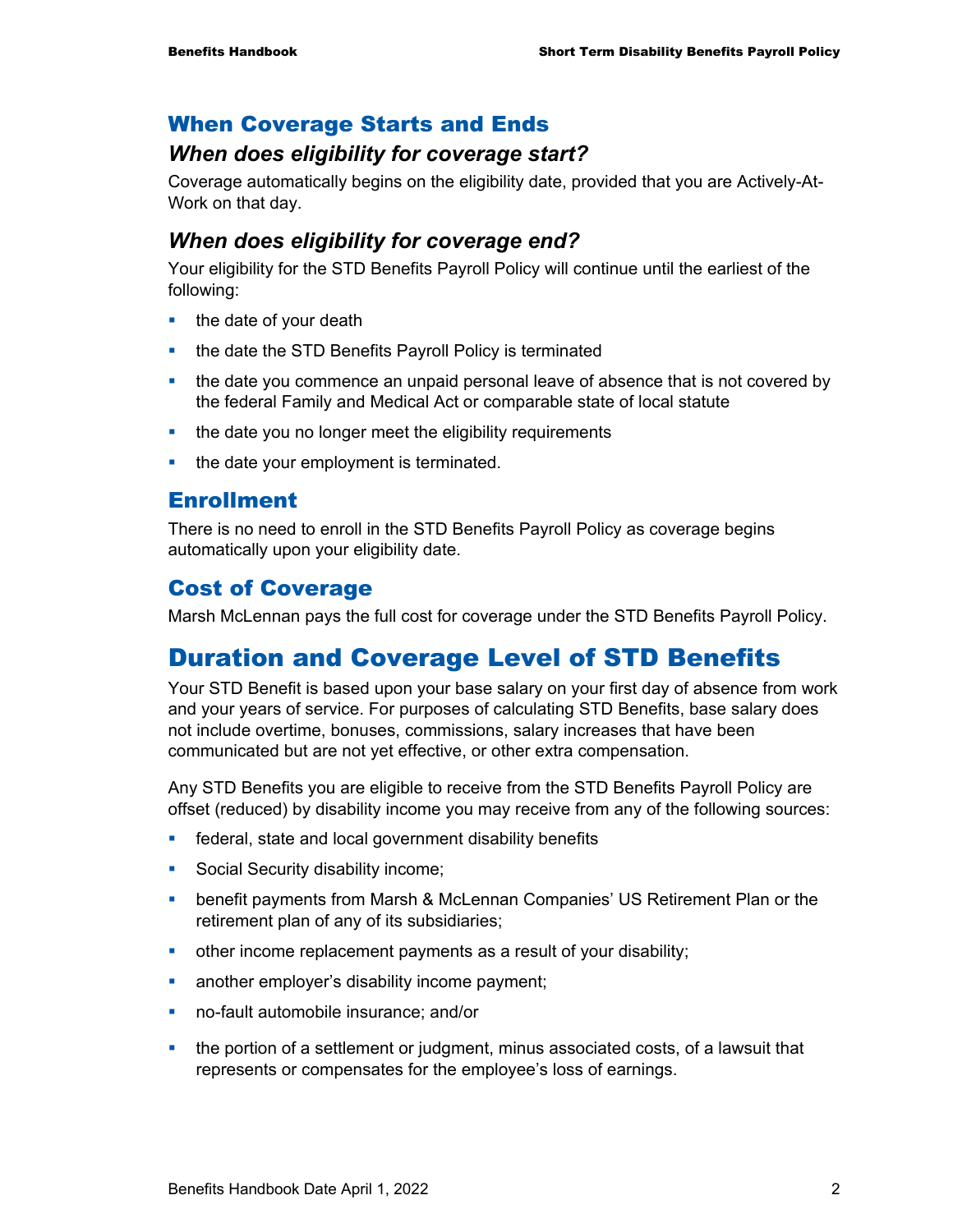## When Coverage Starts and Ends

### *When does eligibility for coverage start?*

Coverage automatically begins on the eligibility date, provided that you are Actively-At-Work on that day.

### *When does eligibility for coverage end?*

Your eligibility for the STD Benefits Payroll Policy will continue until the earliest of the following:

- the date of your death
- the date the STD Benefits Payroll Policy is terminated
- the date you commence an unpaid personal leave of absence that is not covered by the federal Family and Medical Act or comparable state of local statute
- the date you no longer meet the eligibility requirements
- the date your employment is terminated.

## Enrollment

There is no need to enroll in the STD Benefits Payroll Policy as coverage begins automatically upon your eligibility date.

## Cost of Coverage

Marsh McLennan pays the full cost for coverage under the STD Benefits Payroll Policy.

# Duration and Coverage Level of STD Benefits

Your STD Benefit is based upon your base salary on your first day of absence from work and your years of service. For purposes of calculating STD Benefits, base salary does not include overtime, bonuses, commissions, salary increases that have been communicated but are not yet effective, or other extra compensation.

Any STD Benefits you are eligible to receive from the STD Benefits Payroll Policy are offset (reduced) by disability income you may receive from any of the following sources:

- federal, state and local government disability benefits
- Social Security disability income;
- benefit payments from Marsh & McLennan Companies' US Retirement Plan or the retirement plan of any of its subsidiaries;
- other income replacement payments as a result of your disability;
- another employer's disability income payment;
- no-fault automobile insurance; and/or
- the portion of a settlement or judgment, minus associated costs, of a lawsuit that represents or compensates for the employee's loss of earnings.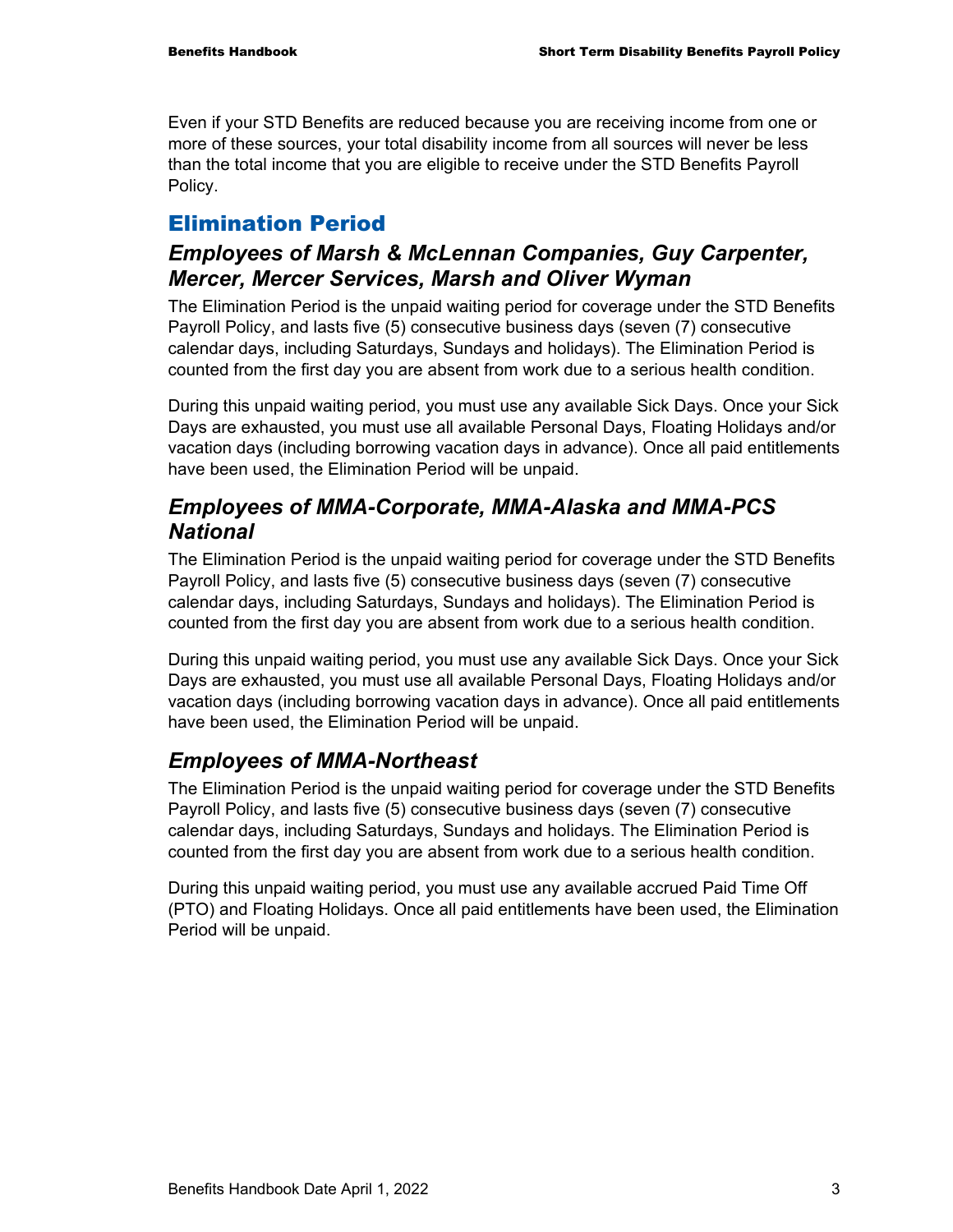Even if your STD Benefits are reduced because you are receiving income from one or more of these sources, your total disability income from all sources will never be less than the total income that you are eligible to receive under the STD Benefits Payroll Policy.

## Elimination Period

### *Employees of Marsh & McLennan Companies, Guy Carpenter, Mercer, Mercer Services, Marsh and Oliver Wyman*

The Elimination Period is the unpaid waiting period for coverage under the STD Benefits Payroll Policy, and lasts five (5) consecutive business days (seven (7) consecutive calendar days, including Saturdays, Sundays and holidays). The Elimination Period is counted from the first day you are absent from work due to a serious health condition.

During this unpaid waiting period, you must use any available Sick Days. Once your Sick Days are exhausted, you must use all available Personal Days, Floating Holidays and/or vacation days (including borrowing vacation days in advance). Once all paid entitlements have been used, the Elimination Period will be unpaid.

### *Employees of MMA-Corporate, MMA-Alaska and MMA-PCS National*

The Elimination Period is the unpaid waiting period for coverage under the STD Benefits Payroll Policy, and lasts five (5) consecutive business days (seven (7) consecutive calendar days, including Saturdays, Sundays and holidays). The Elimination Period is counted from the first day you are absent from work due to a serious health condition.

During this unpaid waiting period, you must use any available Sick Days. Once your Sick Days are exhausted, you must use all available Personal Days, Floating Holidays and/or vacation days (including borrowing vacation days in advance). Once all paid entitlements have been used, the Elimination Period will be unpaid.

### *Employees of MMA-Northeast*

The Elimination Period is the unpaid waiting period for coverage under the STD Benefits Payroll Policy, and lasts five (5) consecutive business days (seven (7) consecutive calendar days, including Saturdays, Sundays and holidays. The Elimination Period is counted from the first day you are absent from work due to a serious health condition.

During this unpaid waiting period, you must use any available accrued Paid Time Off (PTO) and Floating Holidays. Once all paid entitlements have been used, the Elimination Period will be unpaid.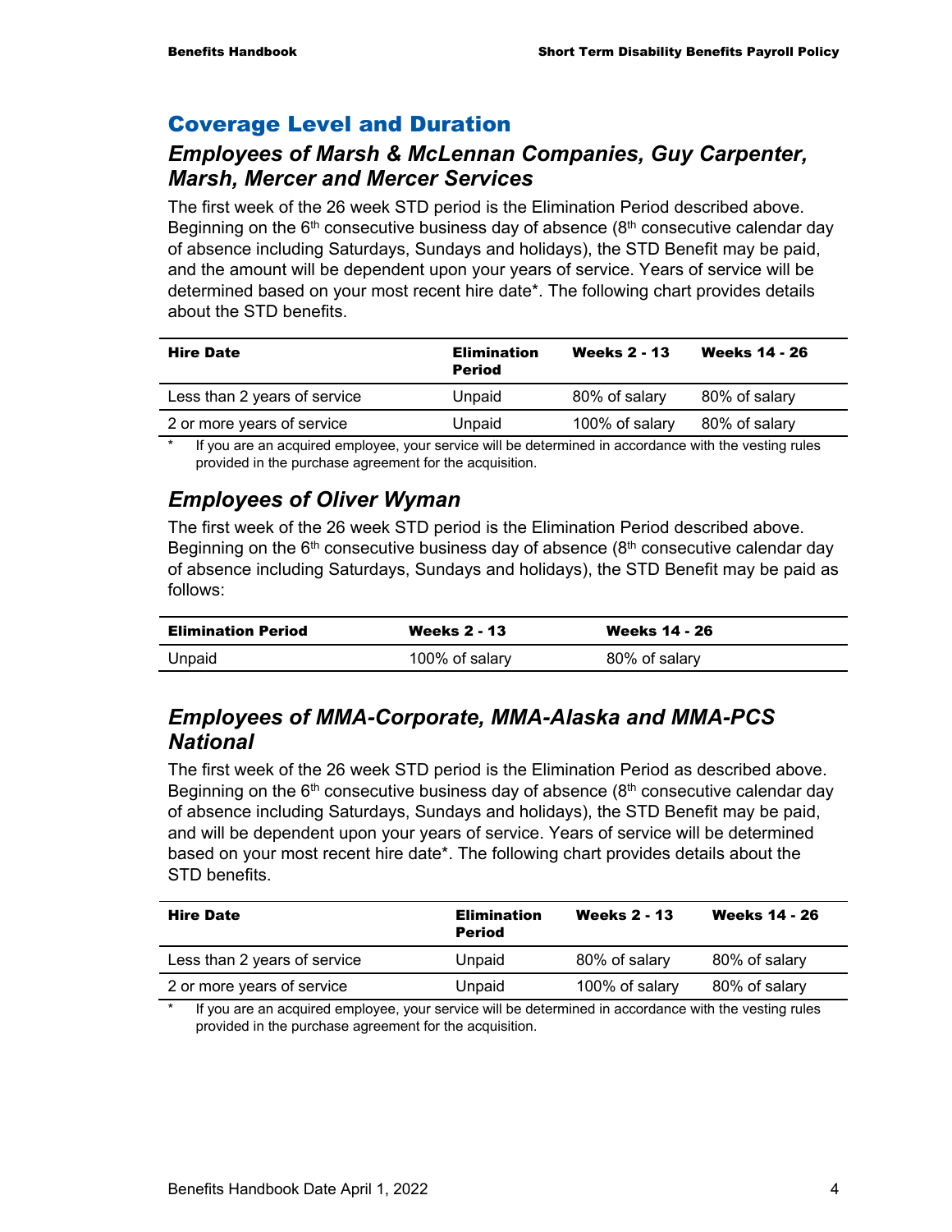## Coverage Level and Duration

### *Employees of Marsh & McLennan Companies, Guy Carpenter, Marsh, Mercer and Mercer Services*

The first week of the 26 week STD period is the Elimination Period described above. Beginning on the 6th consecutive business day of absence (8th consecutive calendar day of absence including Saturdays, Sundays and holidays), the STD Benefit may be paid, and the amount will be dependent upon your years of service. Years of service will be determined based on your most recent hire date*. The following chart provides details about the STD benefits.

| Hire Date | Elimination Period | Weeks 2 - 13 | Weeks 14 - 26 |
|---|---|---|---|
| Less than 2 years of service | Unpaid | 80% of salary | 80% of salary |
| 2 or more years of service | Unpaid | 100% of salary | 80% of salary |

\* If you are an acquired employee, your service will be determined in accordance with the vesting rules provided in the purchase agreement for the acquisition.

### *Employees of Oliver Wyman*

The first week of the 26 week STD period is the Elimination Period described above. Beginning on the 6th consecutive business day of absence (8th consecutive calendar day of absence including Saturdays, Sundays and holidays), the STD Benefit may be paid as follows:

| Elimination Period | Weeks 2 - 13 | Weeks 14 - 26 |
|---|---|---|
| Unpaid | 100% of salary | 80% of salary |

### *Employees of MMA-Corporate, MMA-Alaska and MMA-PCS National*

The first week of the 26 week STD period is the Elimination Period as described above. Beginning on the 6th consecutive business day of absence (8th consecutive calendar day of absence including Saturdays, Sundays and holidays), the STD Benefit may be paid, and will be dependent upon your years of service. Years of service will be determined based on your most recent hire date*. The following chart provides details about the STD benefits.

| Hire Date | Elimination Period | Weeks 2 - 13 | Weeks 14 - 26 |
|---|---|---|---|
| Less than 2 years of service | Unpaid | 80% of salary | 80% of salary |
| 2 or more years of service | Unpaid | 100% of salary | 80% of salary |

\* If you are an acquired employee, your service will be determined in accordance with the vesting rules provided in the purchase agreement for the acquisition.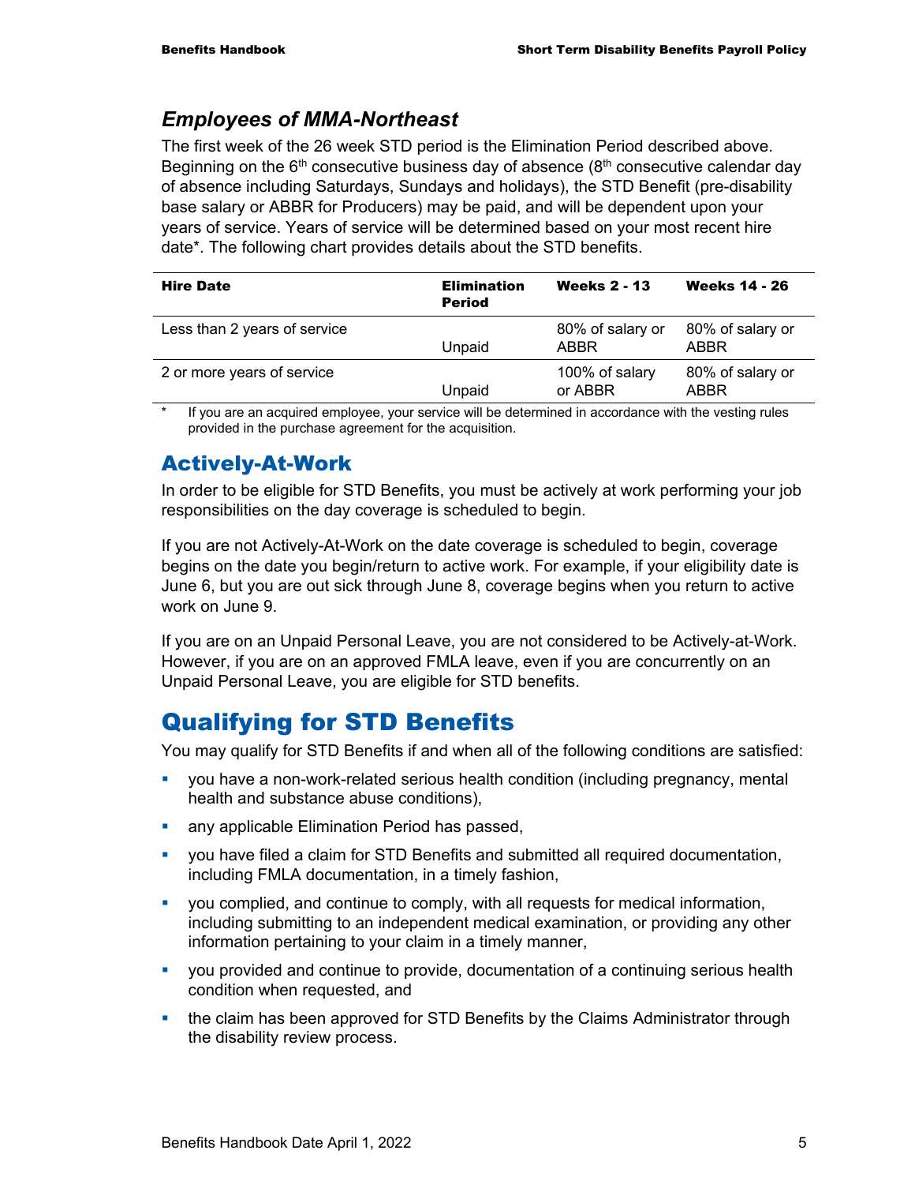### *Employees of MMA-Northeast*

The first week of the 26 week STD period is the Elimination Period described above. Beginning on the 6th consecutive business day of absence (8th consecutive calendar day of absence including Saturdays, Sundays and holidays), the STD Benefit (pre-disability base salary or ABBR for Producers) may be paid, and will be dependent upon your years of service. Years of service will be determined based on your most recent hire date*. The following chart provides details about the STD benefits.

| Hire Date | Elimination Period | Weeks 2 - 13 | Weeks 14 - 26 |
|---|---|---|---|
| Less than 2 years of service | Unpaid | 80% of salary or ABBR | 80% of salary or ABBR |
| 2 or more years of service | Unpaid | 100% of salary or ABBR | 80% of salary or ABBR |

\* If you are an acquired employee, your service will be determined in accordance with the vesting rules provided in the purchase agreement for the acquisition.

## Actively-At-Work

In order to be eligible for STD Benefits, you must be actively at work performing your job responsibilities on the day coverage is scheduled to begin.

If you are not Actively-At-Work on the date coverage is scheduled to begin, coverage begins on the date you begin/return to active work. For example, if your eligibility date is June 6, but you are out sick through June 8, coverage begins when you return to active work on June 9.

If you are on an Unpaid Personal Leave, you are not considered to be Actively-at-Work. However, if you are on an approved FMLA leave, even if you are concurrently on an Unpaid Personal Leave, you are eligible for STD benefits.

# Qualifying for STD Benefits

You may qualify for STD Benefits if and when all of the following conditions are satisfied:

- you have a non-work-related serious health condition (including pregnancy, mental health and substance abuse conditions),
- any applicable Elimination Period has passed,
- you have filed a claim for STD Benefits and submitted all required documentation, including FMLA documentation, in a timely fashion,
- you complied, and continue to comply, with all requests for medical information, including submitting to an independent medical examination, or providing any other information pertaining to your claim in a timely manner,
- you provided and continue to provide, documentation of a continuing serious health condition when requested, and
- the claim has been approved for STD Benefits by the Claims Administrator through the disability review process.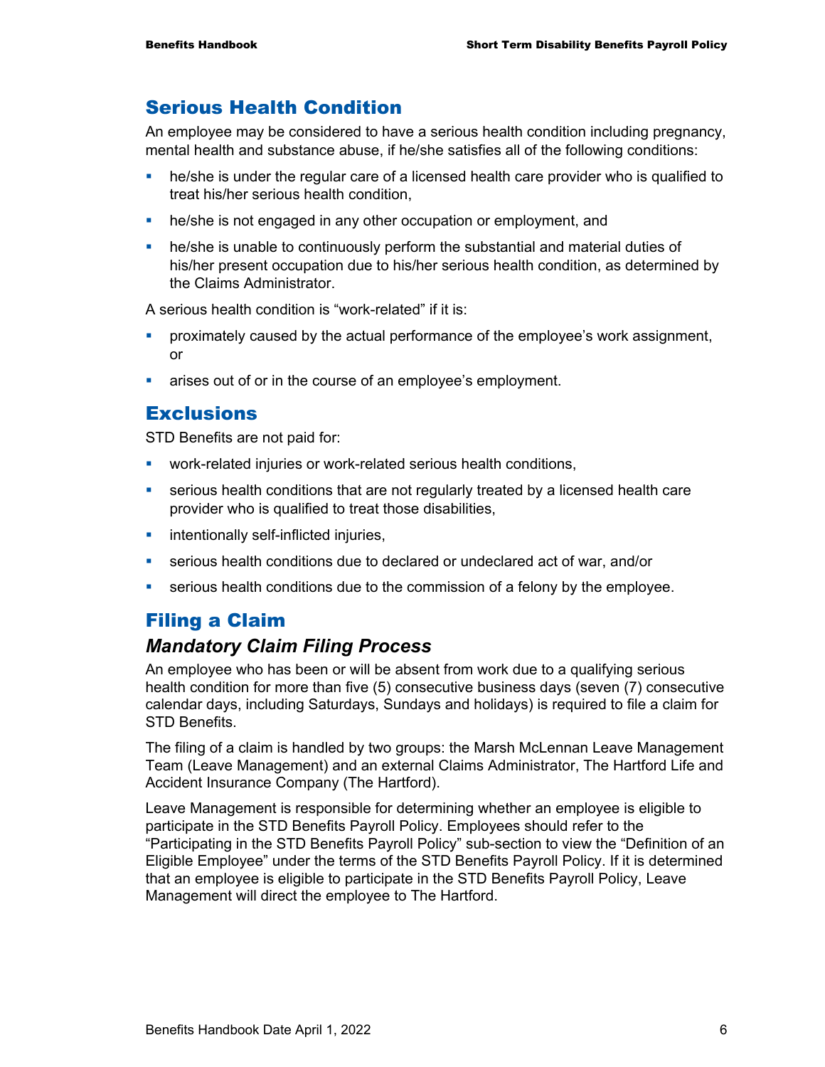## Serious Health Condition

An employee may be considered to have a serious health condition including pregnancy, mental health and substance abuse, if he/she satisfies all of the following conditions:

- he/she is under the regular care of a licensed health care provider who is qualified to treat his/her serious health condition,
- he/she is not engaged in any other occupation or employment, and
- he/she is unable to continuously perform the substantial and material duties of his/her present occupation due to his/her serious health condition, as determined by the Claims Administrator.

A serious health condition is "work-related" if it is:

- proximately caused by the actual performance of the employee's work assignment, or
- arises out of or in the course of an employee's employment.

## Exclusions

STD Benefits are not paid for:

- work-related injuries or work-related serious health conditions,
- serious health conditions that are not regularly treated by a licensed health care provider who is qualified to treat those disabilities,
- intentionally self-inflicted injuries,
- serious health conditions due to declared or undeclared act of war, and/or
- serious health conditions due to the commission of a felony by the employee.

## Filing a Claim

### *Mandatory Claim Filing Process*

An employee who has been or will be absent from work due to a qualifying serious health condition for more than five (5) consecutive business days (seven (7) consecutive calendar days, including Saturdays, Sundays and holidays) is required to file a claim for STD Benefits.

The filing of a claim is handled by two groups: the Marsh McLennan Leave Management Team (Leave Management) and an external Claims Administrator, The Hartford Life and Accident Insurance Company (The Hartford).

Leave Management is responsible for determining whether an employee is eligible to participate in the STD Benefits Payroll Policy. Employees should refer to the "Participating in the STD Benefits Payroll Policy" sub-section to view the "Definition of an Eligible Employee" under the terms of the STD Benefits Payroll Policy. If it is determined that an employee is eligible to participate in the STD Benefits Payroll Policy, Leave Management will direct the employee to The Hartford.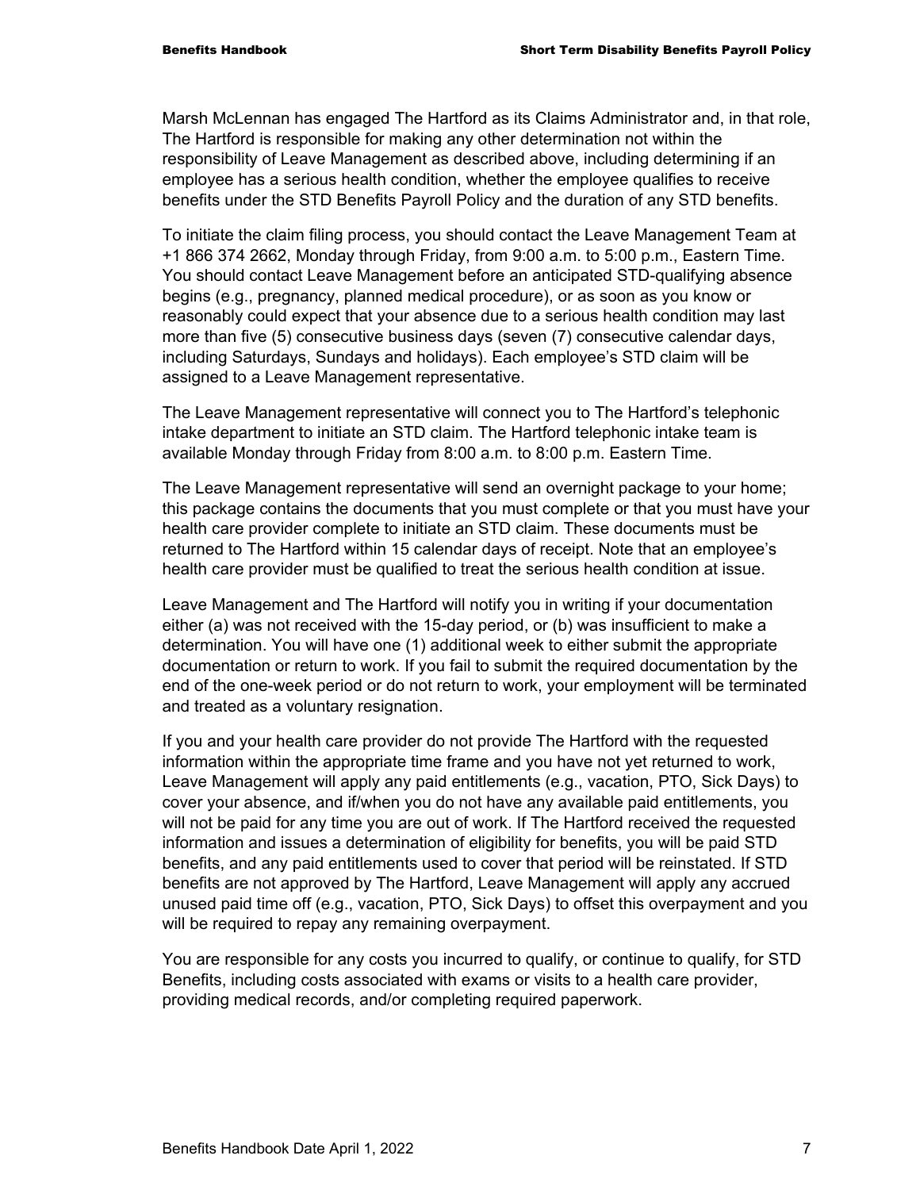Marsh McLennan has engaged The Hartford as its Claims Administrator and, in that role, The Hartford is responsible for making any other determination not within the responsibility of Leave Management as described above, including determining if an employee has a serious health condition, whether the employee qualifies to receive benefits under the STD Benefits Payroll Policy and the duration of any STD benefits.

To initiate the claim filing process, you should contact the Leave Management Team at +1 866 374 2662, Monday through Friday, from 9:00 a.m. to 5:00 p.m., Eastern Time. You should contact Leave Management before an anticipated STD-qualifying absence begins (e.g., pregnancy, planned medical procedure), or as soon as you know or reasonably could expect that your absence due to a serious health condition may last more than five (5) consecutive business days (seven (7) consecutive calendar days, including Saturdays, Sundays and holidays). Each employee's STD claim will be assigned to a Leave Management representative.

The Leave Management representative will connect you to The Hartford's telephonic intake department to initiate an STD claim. The Hartford telephonic intake team is available Monday through Friday from 8:00 a.m. to 8:00 p.m. Eastern Time.

The Leave Management representative will send an overnight package to your home; this package contains the documents that you must complete or that you must have your health care provider complete to initiate an STD claim. These documents must be returned to The Hartford within 15 calendar days of receipt. Note that an employee's health care provider must be qualified to treat the serious health condition at issue.

Leave Management and The Hartford will notify you in writing if your documentation either (a) was not received with the 15-day period, or (b) was insufficient to make a determination. You will have one (1) additional week to either submit the appropriate documentation or return to work. If you fail to submit the required documentation by the end of the one-week period or do not return to work, your employment will be terminated and treated as a voluntary resignation.

If you and your health care provider do not provide The Hartford with the requested information within the appropriate time frame and you have not yet returned to work, Leave Management will apply any paid entitlements (e.g., vacation, PTO, Sick Days) to cover your absence, and if/when you do not have any available paid entitlements, you will not be paid for any time you are out of work. If The Hartford received the requested information and issues a determination of eligibility for benefits, you will be paid STD benefits, and any paid entitlements used to cover that period will be reinstated. If STD benefits are not approved by The Hartford, Leave Management will apply any accrued unused paid time off (e.g., vacation, PTO, Sick Days) to offset this overpayment and you will be required to repay any remaining overpayment.

You are responsible for any costs you incurred to qualify, or continue to qualify, for STD Benefits, including costs associated with exams or visits to a health care provider, providing medical records, and/or completing required paperwork.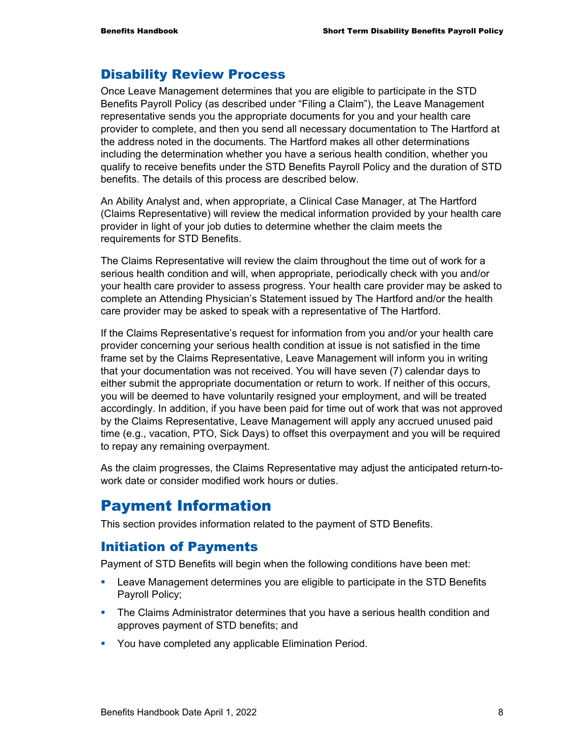## Disability Review Process

Once Leave Management determines that you are eligible to participate in the STD Benefits Payroll Policy (as described under "Filing a Claim"), the Leave Management representative sends you the appropriate documents for you and your health care provider to complete, and then you send all necessary documentation to The Hartford at the address noted in the documents. The Hartford makes all other determinations including the determination whether you have a serious health condition, whether you qualify to receive benefits under the STD Benefits Payroll Policy and the duration of STD benefits. The details of this process are described below.

An Ability Analyst and, when appropriate, a Clinical Case Manager, at The Hartford (Claims Representative) will review the medical information provided by your health care provider in light of your job duties to determine whether the claim meets the requirements for STD Benefits.

The Claims Representative will review the claim throughout the time out of work for a serious health condition and will, when appropriate, periodically check with you and/or your health care provider to assess progress. Your health care provider may be asked to complete an Attending Physician's Statement issued by The Hartford and/or the health care provider may be asked to speak with a representative of The Hartford.

If the Claims Representative's request for information from you and/or your health care provider concerning your serious health condition at issue is not satisfied in the time frame set by the Claims Representative, Leave Management will inform you in writing that your documentation was not received. You will have seven (7) calendar days to either submit the appropriate documentation or return to work. If neither of this occurs, you will be deemed to have voluntarily resigned your employment, and will be treated accordingly. In addition, if you have been paid for time out of work that was not approved by the Claims Representative, Leave Management will apply any accrued unused paid time (e.g., vacation, PTO, Sick Days) to offset this overpayment and you will be required to repay any remaining overpayment.

As the claim progresses, the Claims Representative may adjust the anticipated return-to-work date or consider modified work hours or duties.

# Payment Information

This section provides information related to the payment of STD Benefits.

## Initiation of Payments

Payment of STD Benefits will begin when the following conditions have been met:

- Leave Management determines you are eligible to participate in the STD Benefits Payroll Policy;
- The Claims Administrator determines that you have a serious health condition and approves payment of STD benefits; and
- You have completed any applicable Elimination Period.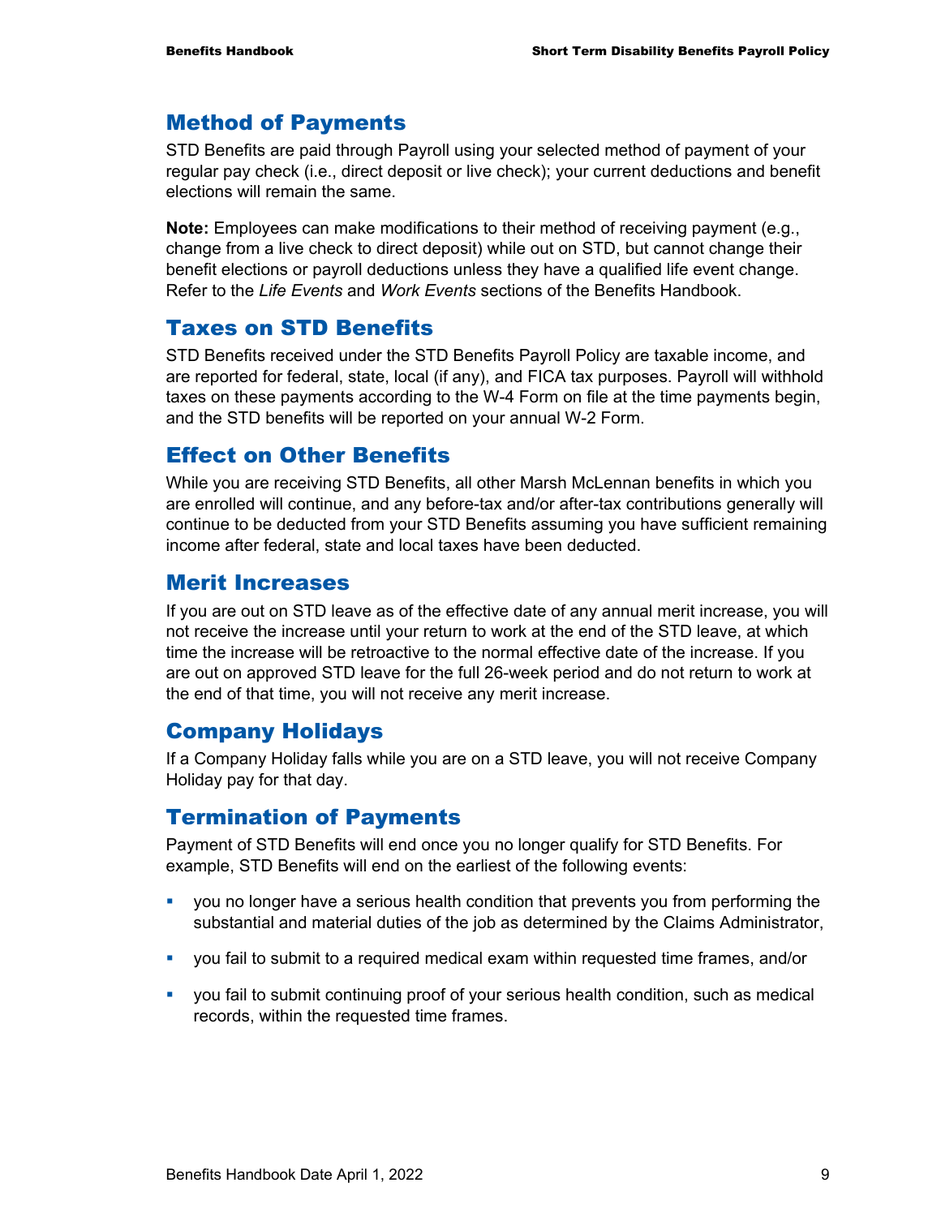## Method of Payments

STD Benefits are paid through Payroll using your selected method of payment of your regular pay check (i.e., direct deposit or live check); your current deductions and benefit elections will remain the same.

**Note:** Employees can make modifications to their method of receiving payment (e.g., change from a live check to direct deposit) while out on STD, but cannot change their benefit elections or payroll deductions unless they have a qualified life event change. Refer to the *Life Events* and *Work Events* sections of the Benefits Handbook.

## Taxes on STD Benefits

STD Benefits received under the STD Benefits Payroll Policy are taxable income, and are reported for federal, state, local (if any), and FICA tax purposes. Payroll will withhold taxes on these payments according to the W-4 Form on file at the time payments begin, and the STD benefits will be reported on your annual W-2 Form.

## Effect on Other Benefits

While you are receiving STD Benefits, all other Marsh McLennan benefits in which you are enrolled will continue, and any before-tax and/or after-tax contributions generally will continue to be deducted from your STD Benefits assuming you have sufficient remaining income after federal, state and local taxes have been deducted.

## Merit Increases

If you are out on STD leave as of the effective date of any annual merit increase, you will not receive the increase until your return to work at the end of the STD leave, at which time the increase will be retroactive to the normal effective date of the increase. If you are out on approved STD leave for the full 26-week period and do not return to work at the end of that time, you will not receive any merit increase.

## Company Holidays

If a Company Holiday falls while you are on a STD leave, you will not receive Company Holiday pay for that day.

## Termination of Payments

Payment of STD Benefits will end once you no longer qualify for STD Benefits. For example, STD Benefits will end on the earliest of the following events:

- you no longer have a serious health condition that prevents you from performing the substantial and material duties of the job as determined by the Claims Administrator,
- you fail to submit to a required medical exam within requested time frames, and/or
- you fail to submit continuing proof of your serious health condition, such as medical records, within the requested time frames.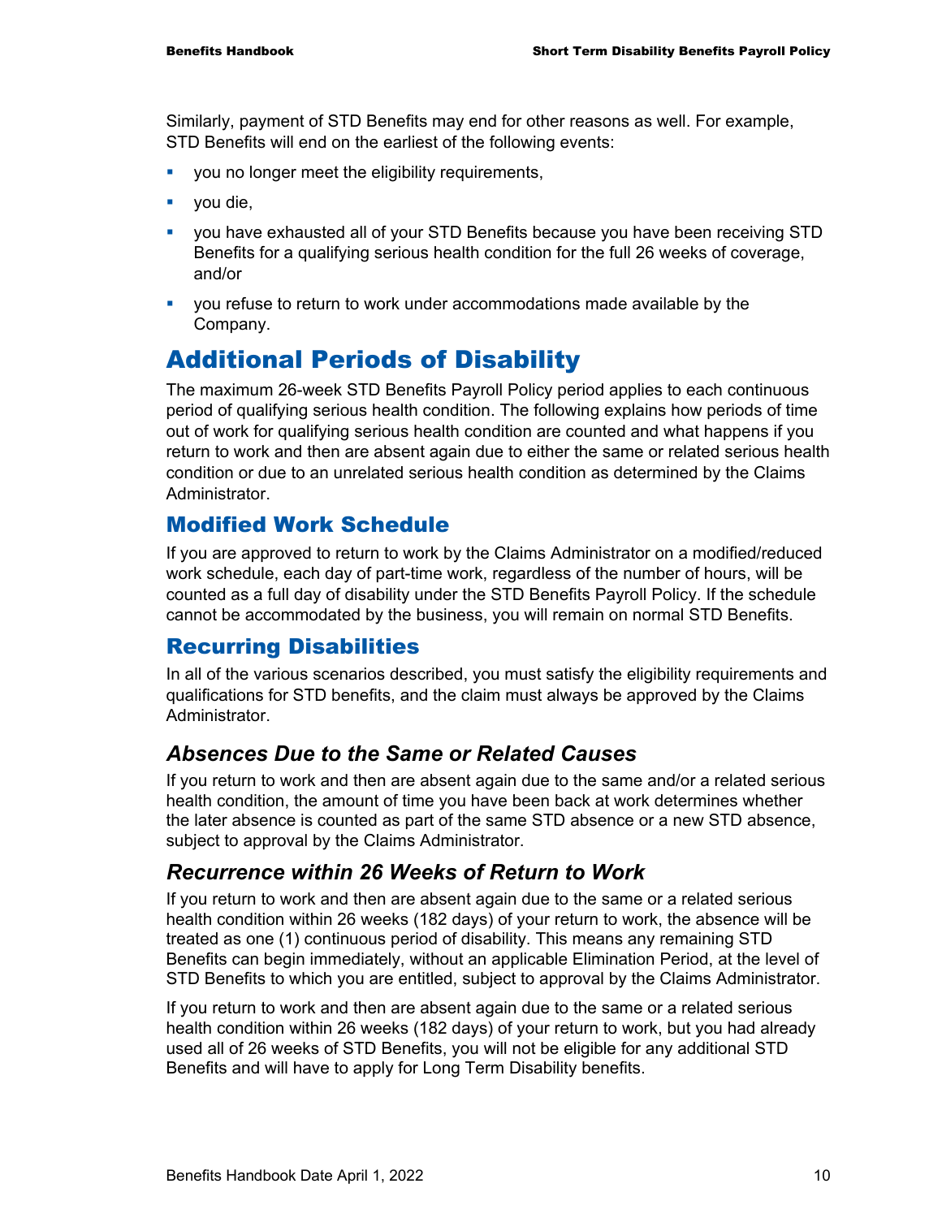Similarly, payment of STD Benefits may end for other reasons as well. For example, STD Benefits will end on the earliest of the following events:

- you no longer meet the eligibility requirements,
- you die,
- you have exhausted all of your STD Benefits because you have been receiving STD Benefits for a qualifying serious health condition for the full 26 weeks of coverage, and/or
- you refuse to return to work under accommodations made available by the Company.

# Additional Periods of Disability

The maximum 26-week STD Benefits Payroll Policy period applies to each continuous period of qualifying serious health condition. The following explains how periods of time out of work for qualifying serious health condition are counted and what happens if you return to work and then are absent again due to either the same or related serious health condition or due to an unrelated serious health condition as determined by the Claims Administrator.

## Modified Work Schedule

If you are approved to return to work by the Claims Administrator on a modified/reduced work schedule, each day of part-time work, regardless of the number of hours, will be counted as a full day of disability under the STD Benefits Payroll Policy. If the schedule cannot be accommodated by the business, you will remain on normal STD Benefits.

## Recurring Disabilities

In all of the various scenarios described, you must satisfy the eligibility requirements and qualifications for STD benefits, and the claim must always be approved by the Claims Administrator.

### *Absences Due to the Same or Related Causes*

If you return to work and then are absent again due to the same and/or a related serious health condition, the amount of time you have been back at work determines whether the later absence is counted as part of the same STD absence or a new STD absence, subject to approval by the Claims Administrator.

### *Recurrence within 26 Weeks of Return to Work*

If you return to work and then are absent again due to the same or a related serious health condition within 26 weeks (182 days) of your return to work, the absence will be treated as one (1) continuous period of disability. This means any remaining STD Benefits can begin immediately, without an applicable Elimination Period, at the level of STD Benefits to which you are entitled, subject to approval by the Claims Administrator.

If you return to work and then are absent again due to the same or a related serious health condition within 26 weeks (182 days) of your return to work, but you had already used all of 26 weeks of STD Benefits, you will not be eligible for any additional STD Benefits and will have to apply for Long Term Disability benefits.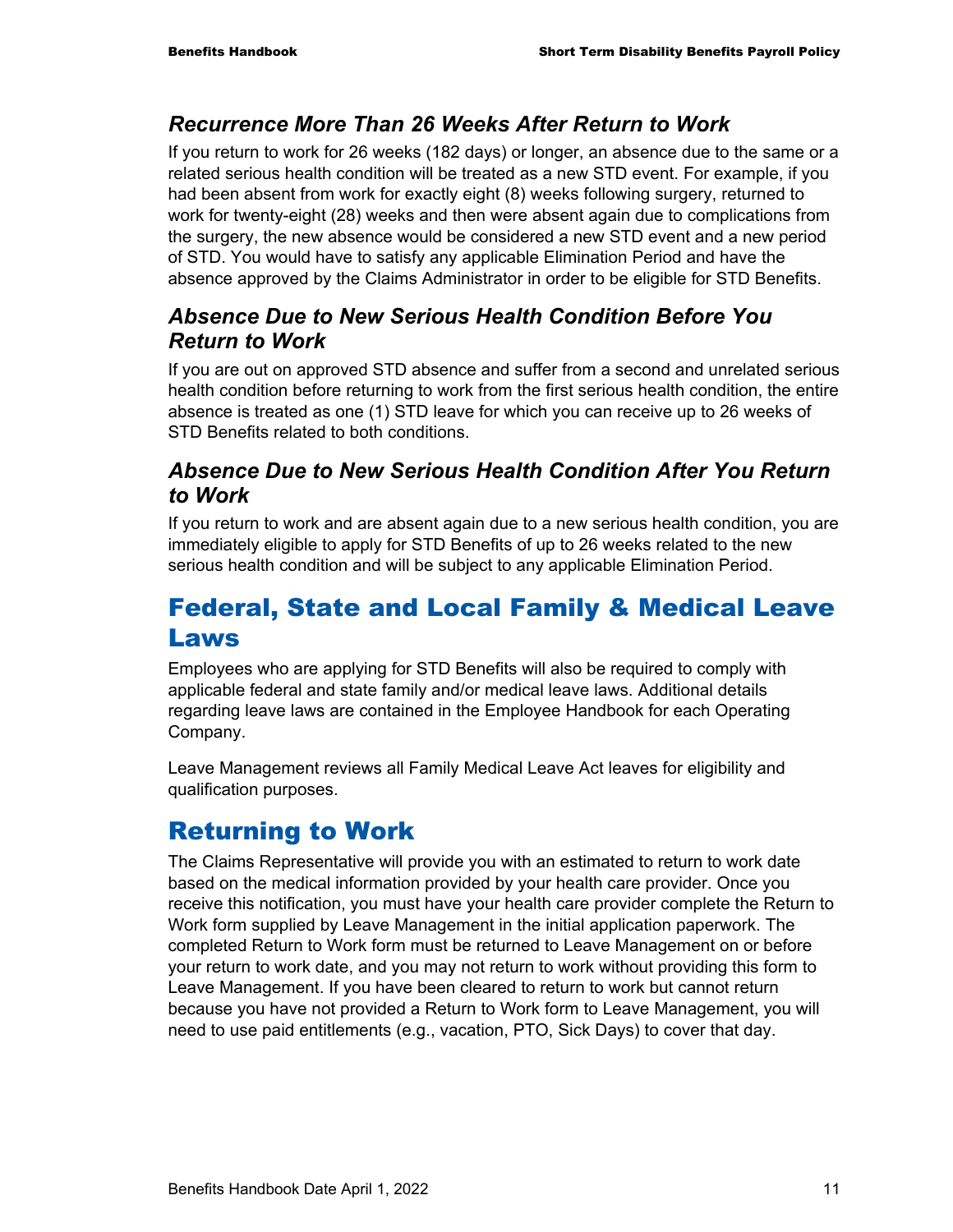### *Recurrence More Than 26 Weeks After Return to Work*

If you return to work for 26 weeks (182 days) or longer, an absence due to the same or a related serious health condition will be treated as a new STD event. For example, if you had been absent from work for exactly eight (8) weeks following surgery, returned to work for twenty-eight (28) weeks and then were absent again due to complications from the surgery, the new absence would be considered a new STD event and a new period of STD. You would have to satisfy any applicable Elimination Period and have the absence approved by the Claims Administrator in order to be eligible for STD Benefits.

### *Absence Due to New Serious Health Condition Before You Return to Work*

If you are out on approved STD absence and suffer from a second and unrelated serious health condition before returning to work from the first serious health condition, the entire absence is treated as one (1) STD leave for which you can receive up to 26 weeks of STD Benefits related to both conditions.

### *Absence Due to New Serious Health Condition After You Return to Work*

If you return to work and are absent again due to a new serious health condition, you are immediately eligible to apply for STD Benefits of up to 26 weeks related to the new serious health condition and will be subject to any applicable Elimination Period.

## Federal, State and Local Family & Medical Leave Laws

Employees who are applying for STD Benefits will also be required to comply with applicable federal and state family and/or medical leave laws. Additional details regarding leave laws are contained in the Employee Handbook for each Operating Company.

Leave Management reviews all Family Medical Leave Act leaves for eligibility and qualification purposes.

## Returning to Work

The Claims Representative will provide you with an estimated to return to work date based on the medical information provided by your health care provider. Once you receive this notification, you must have your health care provider complete the Return to Work form supplied by Leave Management in the initial application paperwork. The completed Return to Work form must be returned to Leave Management on or before your return to work date, and you may not return to work without providing this form to Leave Management. If you have been cleared to return to work but cannot return because you have not provided a Return to Work form to Leave Management, you will need to use paid entitlements (e.g., vacation, PTO, Sick Days) to cover that day.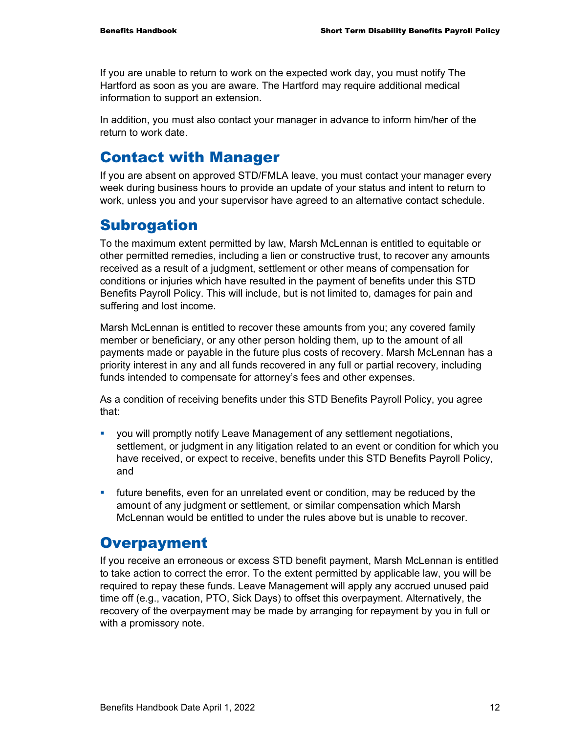If you are unable to return to work on the expected work day, you must notify The Hartford as soon as you are aware. The Hartford may require additional medical information to support an extension.

In addition, you must also contact your manager in advance to inform him/her of the return to work date.

## Contact with Manager

If you are absent on approved STD/FMLA leave, you must contact your manager every week during business hours to provide an update of your status and intent to return to work, unless you and your supervisor have agreed to an alternative contact schedule.

## Subrogation

To the maximum extent permitted by law, Marsh McLennan is entitled to equitable or other permitted remedies, including a lien or constructive trust, to recover any amounts received as a result of a judgment, settlement or other means of compensation for conditions or injuries which have resulted in the payment of benefits under this STD Benefits Payroll Policy. This will include, but is not limited to, damages for pain and suffering and lost income.

Marsh McLennan is entitled to recover these amounts from you; any covered family member or beneficiary, or any other person holding them, up to the amount of all payments made or payable in the future plus costs of recovery. Marsh McLennan has a priority interest in any and all funds recovered in any full or partial recovery, including funds intended to compensate for attorney's fees and other expenses.

As a condition of receiving benefits under this STD Benefits Payroll Policy, you agree that:

- you will promptly notify Leave Management of any settlement negotiations, settlement, or judgment in any litigation related to an event or condition for which you have received, or expect to receive, benefits under this STD Benefits Payroll Policy, and
- future benefits, even for an unrelated event or condition, may be reduced by the amount of any judgment or settlement, or similar compensation which Marsh McLennan would be entitled to under the rules above but is unable to recover.

## Overpayment

If you receive an erroneous or excess STD benefit payment, Marsh McLennan is entitled to take action to correct the error. To the extent permitted by applicable law, you will be required to repay these funds. Leave Management will apply any accrued unused paid time off (e.g., vacation, PTO, Sick Days) to offset this overpayment. Alternatively, the recovery of the overpayment may be made by arranging for repayment by you in full or with a promissory note.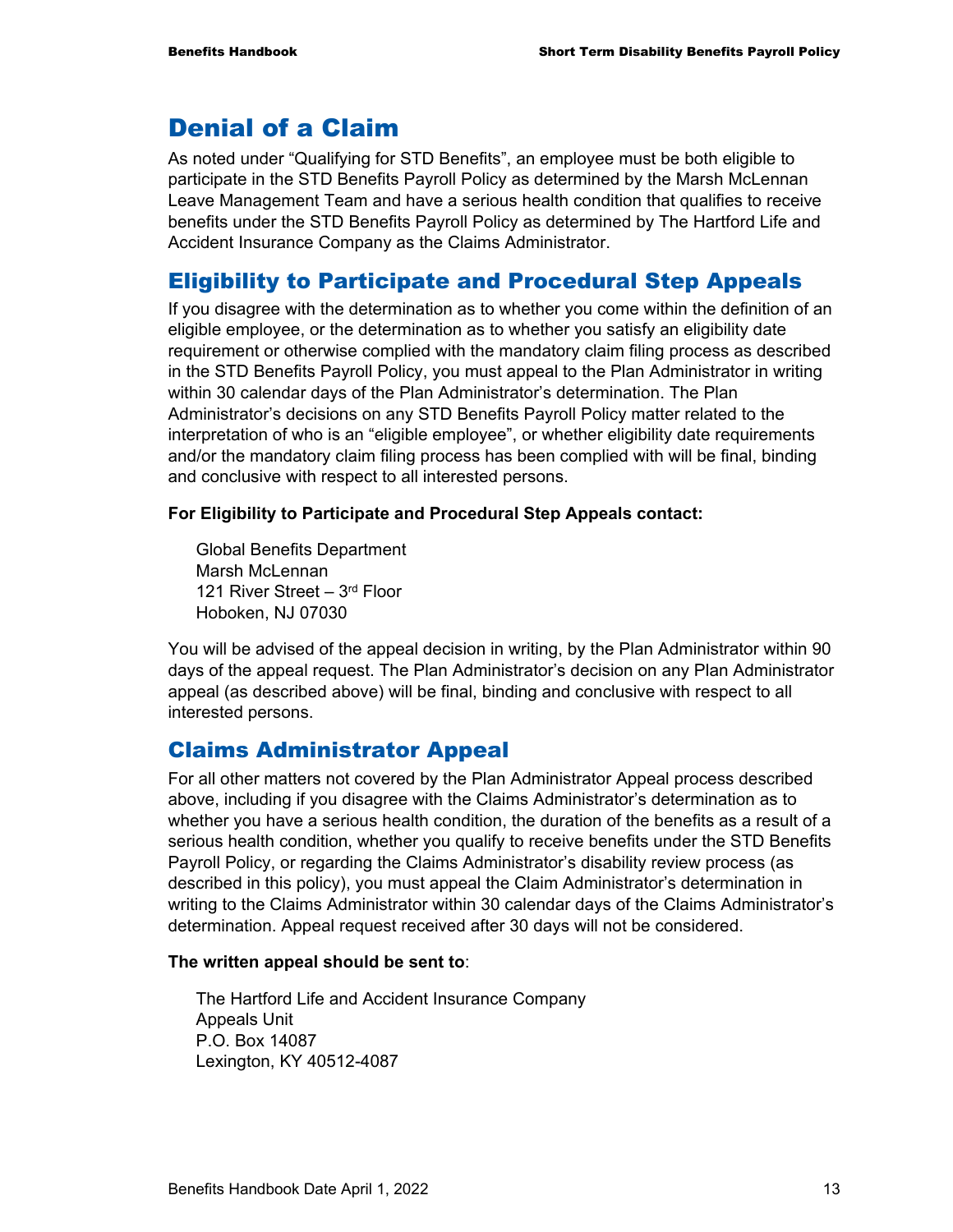# Denial of a Claim

As noted under "Qualifying for STD Benefits", an employee must be both eligible to participate in the STD Benefits Payroll Policy as determined by the Marsh McLennan Leave Management Team and have a serious health condition that qualifies to receive benefits under the STD Benefits Payroll Policy as determined by The Hartford Life and Accident Insurance Company as the Claims Administrator.

## Eligibility to Participate and Procedural Step Appeals

If you disagree with the determination as to whether you come within the definition of an eligible employee, or the determination as to whether you satisfy an eligibility date requirement or otherwise complied with the mandatory claim filing process as described in the STD Benefits Payroll Policy, you must appeal to the Plan Administrator in writing within 30 calendar days of the Plan Administrator's determination. The Plan Administrator's decisions on any STD Benefits Payroll Policy matter related to the interpretation of who is an "eligible employee", or whether eligibility date requirements and/or the mandatory claim filing process has been complied with will be final, binding and conclusive with respect to all interested persons.

**For Eligibility to Participate and Procedural Step Appeals contact:**

Global Benefits Department
Marsh McLennan
121 River Street – 3rd Floor
Hoboken, NJ 07030

You will be advised of the appeal decision in writing, by the Plan Administrator within 90 days of the appeal request. The Plan Administrator's decision on any Plan Administrator appeal (as described above) will be final, binding and conclusive with respect to all interested persons.

## Claims Administrator Appeal

For all other matters not covered by the Plan Administrator Appeal process described above, including if you disagree with the Claims Administrator's determination as to whether you have a serious health condition, the duration of the benefits as a result of a serious health condition, whether you qualify to receive benefits under the STD Benefits Payroll Policy, or regarding the Claims Administrator's disability review process (as described in this policy), you must appeal the Claim Administrator's determination in writing to the Claims Administrator within 30 calendar days of the Claims Administrator's determination. Appeal request received after 30 days will not be considered.

**The written appeal should be sent to**:

The Hartford Life and Accident Insurance Company
Appeals Unit
P.O. Box 14087
Lexington, KY 40512-4087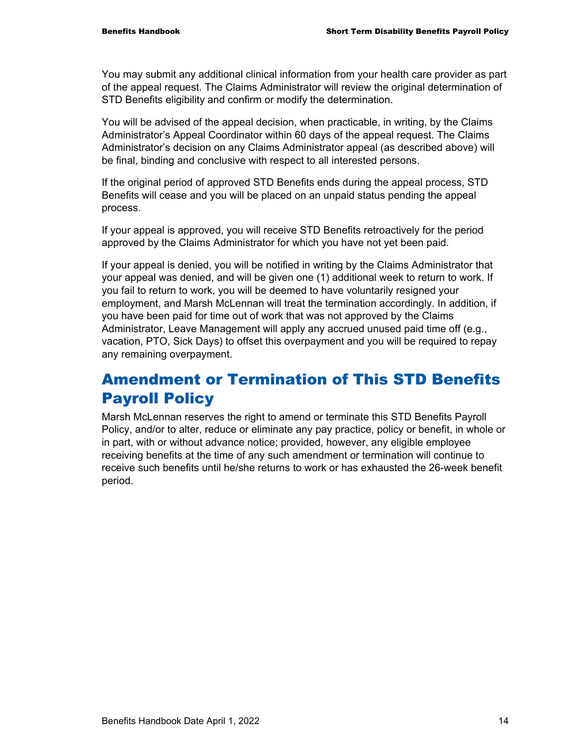You may submit any additional clinical information from your health care provider as part of the appeal request. The Claims Administrator will review the original determination of STD Benefits eligibility and confirm or modify the determination.

You will be advised of the appeal decision, when practicable, in writing, by the Claims Administrator's Appeal Coordinator within 60 days of the appeal request. The Claims Administrator's decision on any Claims Administrator appeal (as described above) will be final, binding and conclusive with respect to all interested persons.

If the original period of approved STD Benefits ends during the appeal process, STD Benefits will cease and you will be placed on an unpaid status pending the appeal process.

If your appeal is approved, you will receive STD Benefits retroactively for the period approved by the Claims Administrator for which you have not yet been paid.

If your appeal is denied, you will be notified in writing by the Claims Administrator that your appeal was denied, and will be given one (1) additional week to return to work. If you fail to return to work, you will be deemed to have voluntarily resigned your employment, and Marsh McLennan will treat the termination accordingly. In addition, if you have been paid for time out of work that was not approved by the Claims Administrator, Leave Management will apply any accrued unused paid time off (e.g., vacation, PTO, Sick Days) to offset this overpayment and you will be required to repay any remaining overpayment.

## Amendment or Termination of This STD Benefits Payroll Policy

Marsh McLennan reserves the right to amend or terminate this STD Benefits Payroll Policy, and/or to alter, reduce or eliminate any pay practice, policy or benefit, in whole or in part, with or without advance notice; provided, however, any eligible employee receiving benefits at the time of any such amendment or termination will continue to receive such benefits until he/she returns to work or has exhausted the 26-week benefit period.